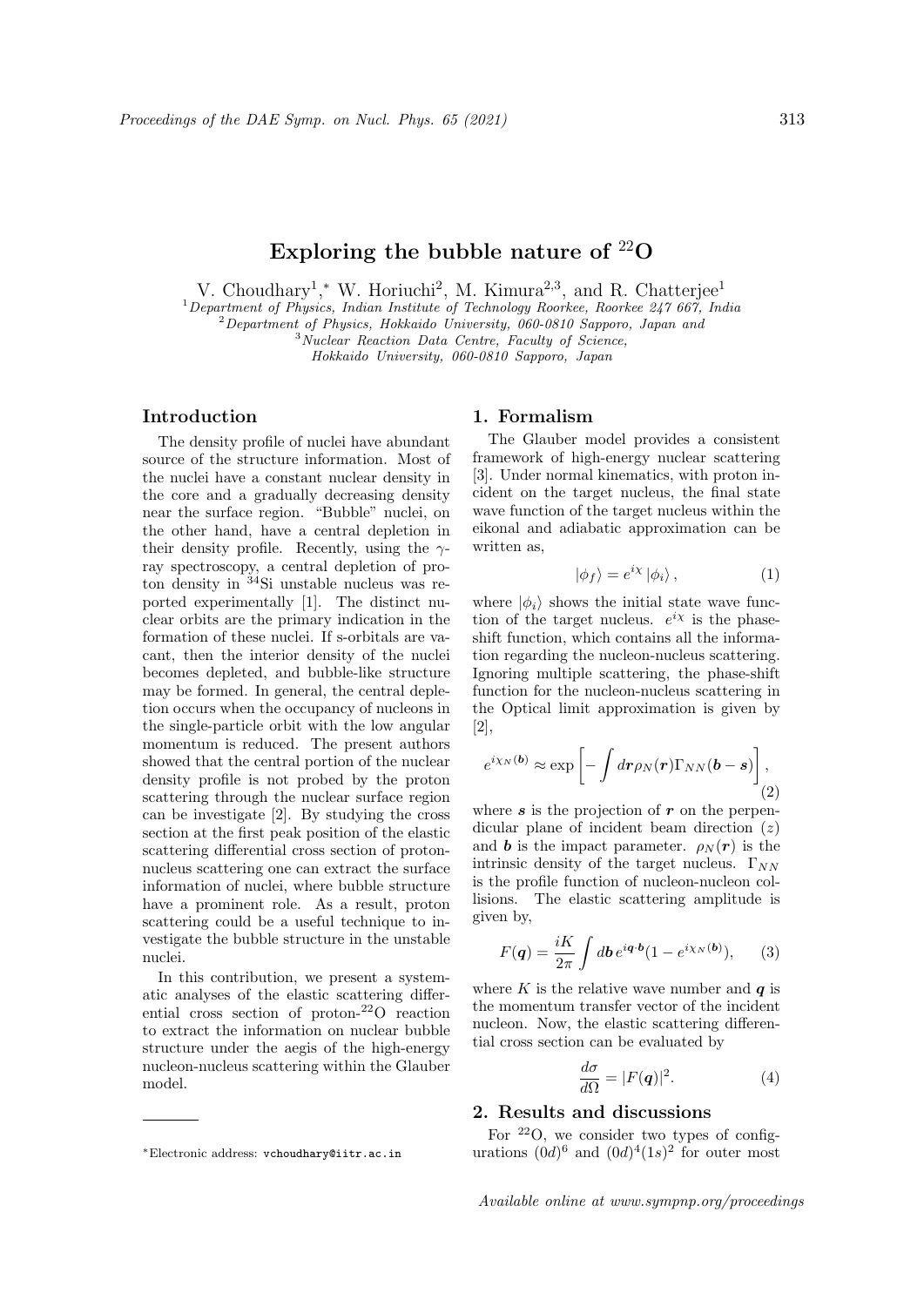# Exploring the bubble nature of $^{22}$O

V. Choudhary[1,*], W. Horiuchi[2], M. Kimura[2,3], and R. Chatterjee[1]

[1] *Department of Physics, Indian Institute of Technology Roorkee, Roorkee 247 667, India*
[2] *Department of Physics, Hokkaido University, 060-0810 Sapporo, Japan and*
[3] *Nuclear Reaction Data Centre, Faculty of Science, Hokkaido University, 060-0810 Sapporo, Japan*

## Introduction

The density profile of nuclei have abundant source of the structure information. Most of the nuclei have a constant nuclear density in the core and a gradually decreasing density near the surface region. "Bubble" nuclei, on the other hand, have a central depletion in their density profile. Recently, using the $\gamma$-ray spectroscopy, a central depletion of proton density in $^{34}$Si unstable nucleus was reported experimentally [1]. The distinct nuclear orbits are the primary indication in the formation of these nuclei. If s-orbitals are vacant, then the interior density of the nuclei becomes depleted, and bubble-like structure may be formed. In general, the central depletion occurs when the occupancy of nucleons in the single-particle orbit with the low angular momentum is reduced. The present authors showed that the central portion of the nuclear density profile is not probed by the proton scattering through the nuclear surface region can be investigate [2]. By studying the cross section at the first peak position of the elastic scattering differential cross section of proton-nucleus scattering one can extract the surface information of nuclei, where bubble structure have a prominent role. As a result, proton scattering could be a useful technique to investigate the bubble structure in the unstable nuclei.

In this contribution, we present a systematic analyses of the elastic scattering differential cross section of proton-$^{22}$O reaction to extract the information on nuclear bubble structure under the aegis of the high-energy nucleon-nucleus scattering within the Glauber model.

## 1. Formalism

The Glauber model provides a consistent framework of high-energy nuclear scattering [3]. Under normal kinematics, with proton incident on the target nucleus, the final state wave function of the target nucleus within the eikonal and adiabatic approximation can be written as,

$$|\phi_f\rangle = e^{i\chi}\,|\phi_i\rangle\,, \qquad (1)$$

where $|\phi_i\rangle$ shows the initial state wave function of the target nucleus. $e^{i\chi}$ is the phase-shift function, which contains all the information regarding the nucleon-nucleus scattering. Ignoring multiple scattering, the phase-shift function for the nucleon-nucleus scattering in the Optical limit approximation is given by [2],

$$e^{i\chi_N(\boldsymbol{b})} \approx \exp\left[-\int d\boldsymbol{r}\rho_N(\boldsymbol{r})\Gamma_{NN}(\boldsymbol{b}-\boldsymbol{s})\right], \qquad (2)$$

where $\boldsymbol{s}$ is the projection of $\boldsymbol{r}$ on the perpendicular plane of incident beam direction ($z$) and $\boldsymbol{b}$ is the impact parameter. $\rho_N(\boldsymbol{r})$ is the intrinsic density of the target nucleus. $\Gamma_{NN}$ is the profile function of nucleon-nucleon collisions. The elastic scattering amplitude is given by,

$$F(\boldsymbol{q}) = \frac{iK}{2\pi}\int d\boldsymbol{b}\,e^{i\boldsymbol{q}\cdot\boldsymbol{b}}(1 - e^{i\chi_N(\boldsymbol{b})}), \qquad (3)$$

where $K$ is the relative wave number and $\boldsymbol{q}$ is the momentum transfer vector of the incident nucleon. Now, the elastic scattering differential cross section can be evaluated by

$$\frac{d\sigma}{d\Omega} = |F(\boldsymbol{q})|^2. \qquad (4)$$

## 2. Results and discussions

For $^{22}$O, we consider two types of configurations $(0d)^6$ and $(0d)^4(1s)^2$ for outer most

[*] Electronic address: vchoudhary@iitr.ac.in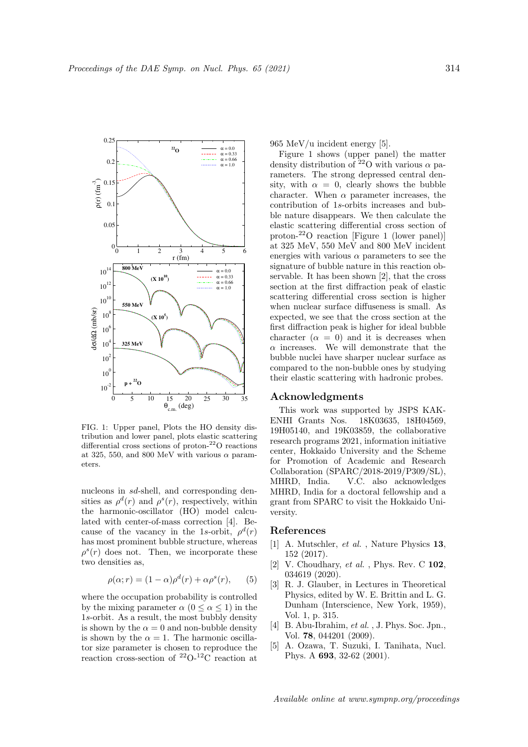0.25

$^{22}$O

α = 0.0
α = 0.33
α = 0.66
α = 1.0

0.2

$\rho(r)$ (fm$^{-3}$)

0.15

0.1

0.05

0

0 1 2 3 4 5 6

r (fm)

800 MeV

$10^{14}$

(X $10^{10}$)

α = 0.0
α = 0.33
α = 0.66
α = 1.0

$10^{12}$

$10^{10}$

550 MeV

$10^{8}$

(X $10^{5}$)

$10^{6}$

$d\sigma/d\Omega$ (mb/sr)

$10^{4}$

325 MeV

$10^{2}$

$10^{0}$

p + $^{22}$O

$10^{-2}$

0 5 10 15 20 25 30 35

$\theta_{c.m.}$ (deg)

FIG. 1: Upper panel, Plots the HO density distribution and lower panel, plots elastic scattering differential cross sections of proton-$^{22}$O reactions at 325, 550, and 800 MeV with various $\alpha$ parameters.

nucleons in *sd*-shell, and corresponding densities as $\rho^d(r)$ and $\rho^s(r)$, respectively, within the harmonic-oscillator (HO) model calculated with center-of-mass correction [4]. Because of the vacancy in the 1*s*-orbit, $\rho^d(r)$ has most prominent bubble structure, whereas $\rho^s(r)$ does not. Then, we incorporate these two densities as,

$$\rho(\alpha; r) = (1 - \alpha)\rho^d(r) + \alpha\rho^s(r), \qquad (5)$$

where the occupation probability is controlled by the mixing parameter $\alpha$ $(0 \leq \alpha \leq 1)$ in the 1*s*-orbit. As a result, the most bubbly density is shown by the $\alpha = 0$ and non-bubble density is shown by the $\alpha = 1$. The harmonic oscillator size parameter is chosen to reproduce the reaction cross-section of $^{22}$O-$^{12}$C reaction at 965 MeV/u incident energy [5].

Figure 1 shows (upper panel) the matter density distribution of $^{22}$O with various $\alpha$ parameters. The strong depressed central density, with $\alpha = 0$, clearly shows the bubble character. When $\alpha$ parameter increases, the contribution of 1*s*-orbits increases and bubble nature disappears. We then calculate the elastic scattering differential cross section of proton-$^{22}$O reaction [Figure 1 (lower panel)] at 325 MeV, 550 MeV and 800 MeV incident energies with various $\alpha$ parameters to see the signature of bubble nature in this reaction observable. It has been shown [2], that the cross section at the first diffraction peak of elastic scattering differential cross section is higher when nuclear surface diffuseness is small. As expected, we see that the cross section at the first diffraction peak is higher for ideal bubble character ($\alpha = 0$) and it is decreases when $\alpha$ increases. We will demonstrate that the bubble nuclei have sharper nuclear surface as compared to the non-bubble ones by studying their elastic scattering with hadronic probes.

## Acknowledgments

This work was supported by JSPS KAKENHI Grants Nos. 18K03635, 18H04569, 19H05140, and 19K03859, the collaborative research programs 2021, information initiative center, Hokkaido University and the Scheme for Promotion of Academic and Research Collaboration (SPARC/2018-2019/P309/SL), MHRD, India. V.C. also acknowledges MHRD, India for a doctoral fellowship and a grant from SPARC to visit the Hokkaido University.

## References

[1] A. Mutschler, *et al.* , Nature Physics **13**, 152 (2017).

[2] V. Choudhary, *et al.* , Phys. Rev. C **102**, 034619 (2020).

[3] R. J. Glauber, in Lectures in Theoretical Physics, edited by W. E. Brittin and L. G. Dunham (Interscience, New York, 1959), Vol. 1, p. 315.

[4] B. Abu-Ibrahim, *et al.* , J. Phys. Soc. Jpn., Vol. **78**, 044201 (2009).

[5] A. Ozawa, T. Suzuki, I. Tanihata, Nucl. Phys. A **693**, 32-62 (2001).